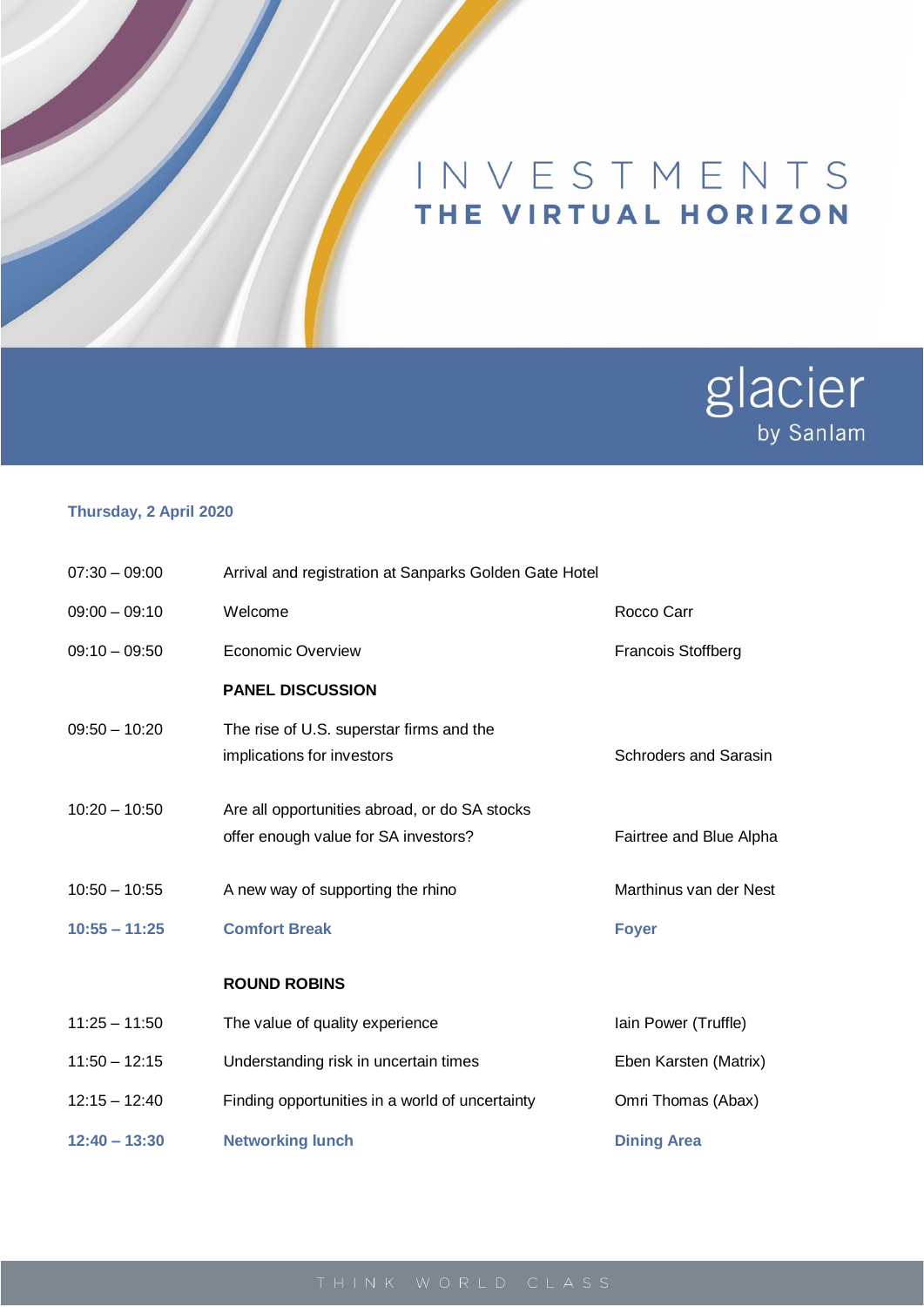# INVESTMENTS
## THE VIRTUAL HORIZON

glacier
by Sanlam

**Thursday, 2 April 2020**

| | | |
|---|---|---|
| 07:30 – 09:00 | Arrival and registration at Sanparks Golden Gate Hotel | |
| 09:00 – 09:10 | Welcome | Rocco Carr |
| 09:10 – 09:50 | Economic Overview | Francois Stoffberg |
| | **PANEL DISCUSSION** | |
| 09:50 – 10:20 | The rise of U.S. superstar firms and the implications for investors | Schroders and Sarasin |
| 10:20 – 10:50 | Are all opportunities abroad, or do SA stocks offer enough value for SA investors? | Fairtree and Blue Alpha |
| 10:50 – 10:55 | A new way of supporting the rhino | Marthinus van der Nest |
| **10:55 – 11:25** | **Comfort Break** | **Foyer** |
| | **ROUND ROBINS** | |
| 11:25 – 11:50 | The value of quality experience | Iain Power (Truffle) |
| 11:50 – 12:15 | Understanding risk in uncertain times | Eben Karsten (Matrix) |
| 12:15 – 12:40 | Finding opportunities in a world of uncertainty | Omri Thomas (Abax) |
| **12:40 – 13:30** | **Networking lunch** | **Dining Area** |

THINK WORLD CLASS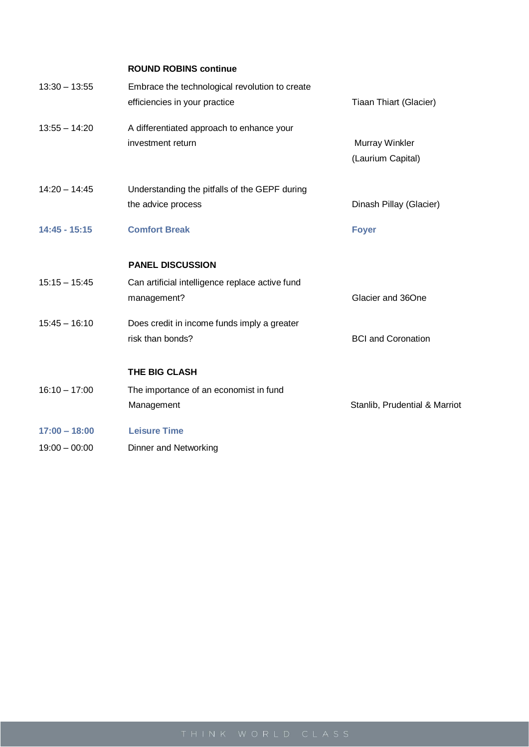| | | |
|---|---|---|
| | **ROUND ROBINS continue** | |
| 13:30 – 13:55 | Embrace the technological revolution to create efficiencies in your practice | Tiaan Thiart (Glacier) |
| 13:55 – 14:20 | A differentiated approach to enhance your investment return | Murray Winkler (Laurium Capital) |
| 14:20 – 14:45 | Understanding the pitfalls of the GEPF during the advice process | Dinash Pillay (Glacier) |
| **14:45 - 15:15** | **Comfort Break** | **Foyer** |
| | **PANEL DISCUSSION** | |
| 15:15 – 15:45 | Can artificial intelligence replace active fund management? | Glacier and 36One |
| 15:45 – 16:10 | Does credit in income funds imply a greater risk than bonds? | BCI and Coronation |
| | **THE BIG CLASH** | |
| 16:10 – 17:00 | The importance of an economist in fund Management | Stanlib, Prudential & Marriot |
| **17:00 – 18:00** | **Leisure Time** | |
| 19:00 – 00:00 | Dinner and Networking | |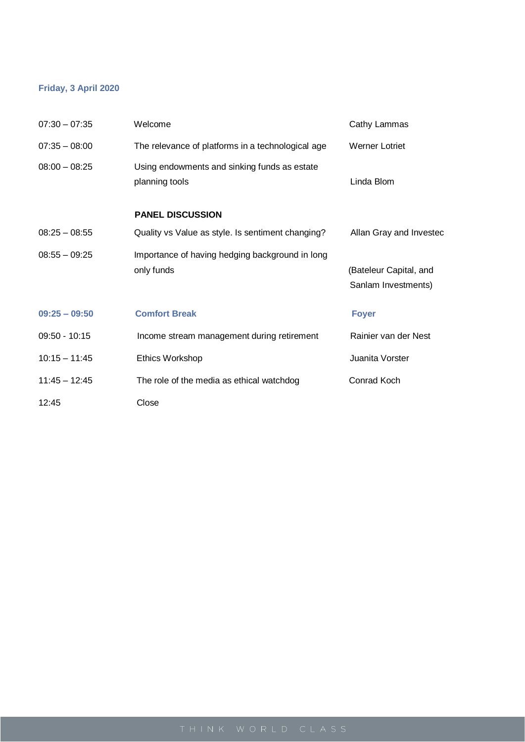**Friday, 3 April 2020**

| | | |
|---|---|---|
| 07:30 – 07:35 | Welcome | Cathy Lammas |
| 07:35 – 08:00 | The relevance of platforms in a technological age | Werner Lotriet |
| 08:00 – 08:25 | Using endowments and sinking funds as estate planning tools | Linda Blom |
| | **PANEL DISCUSSION** | |
| 08:25 – 08:55 | Quality vs Value as style. Is sentiment changing? | Allan Gray and Investec |
| 08:55 – 09:25 | Importance of having hedging background in long only funds | (Bateleur Capital, and Sanlam Investments) |
| **09:25 – 09:50** | **Comfort Break** | **Foyer** |
| 09:50 - 10:15 | Income stream management during retirement | Rainier van der Nest |
| 10:15 – 11:45 | Ethics Workshop | Juanita Vorster |
| 11:45 – 12:45 | The role of the media as ethical watchdog | Conrad Koch |
| 12:45 | Close | |

THINK WORLD CLASS